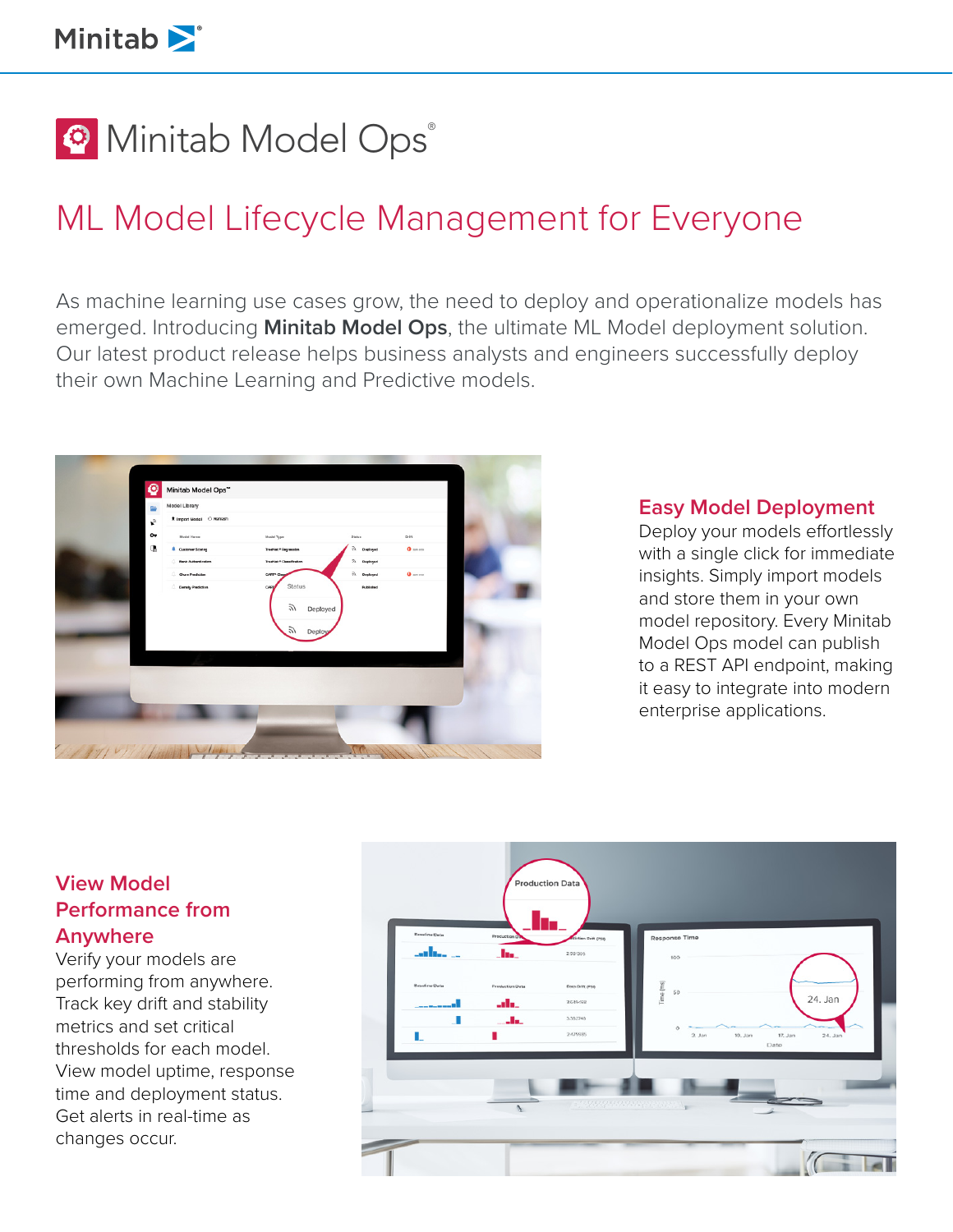# Minitab Model Ops®

## ML Model Lifecycle Management for Everyone

As machine learning use cases grow, the need to deploy and operationalize models has emerged. Introducing **Minitab Model Ops**, the ultimate ML Model deployment solution. Our latest product release helps business analysts and engineers successfully deploy their own Machine Learning and Predictive models.

### Easy Model Deployment

Deploy your models effortlessly with a single click for immediate insights. Simply import models and store them in your own model repository. Every Minitab Model Ops model can publish to a REST API endpoint, making it easy to integrate into modern enterprise applications.

### View Model Performance from Anywhere

Verify your models are performing from anywhere. Track key drift and stability metrics and set critical thresholds for each model. View model uptime, response time and deployment status. Get alerts in real-time as changes occur.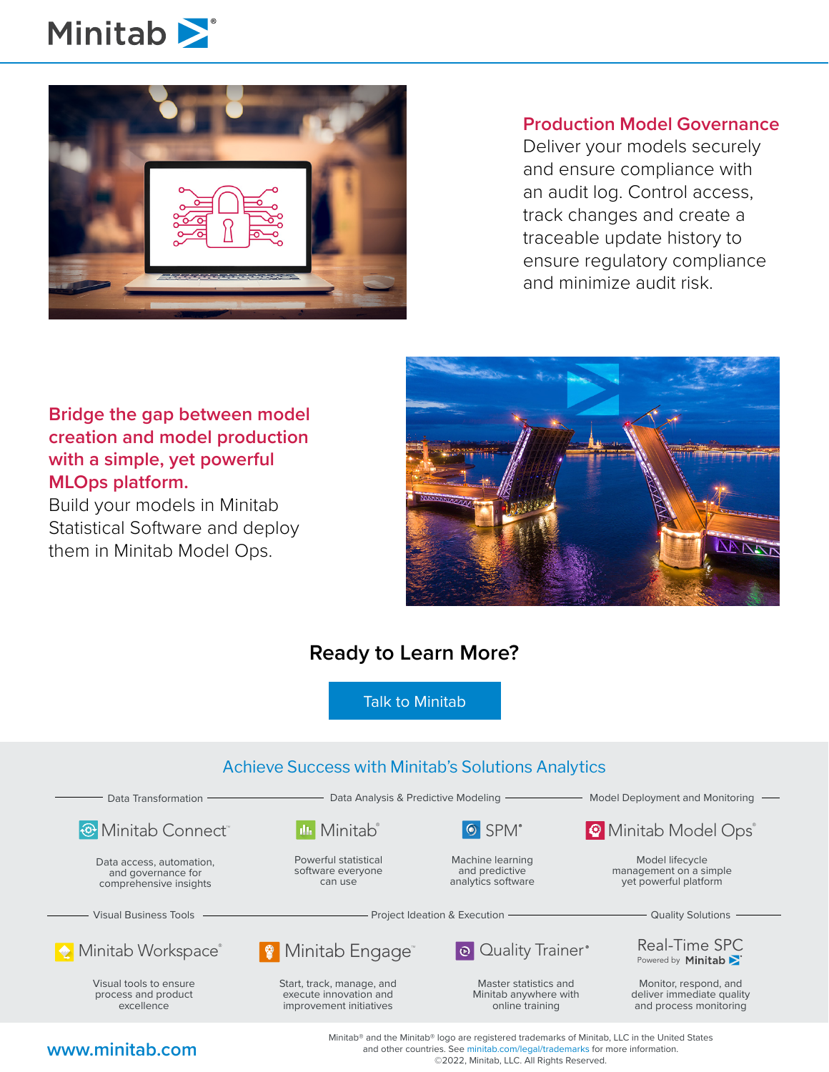## Production Model Governance

Deliver your models securely and ensure compliance with an audit log. Control access, track changes and create a traceable update history to ensure regulatory compliance and minimize audit risk.

## Bridge the gap between model creation and model production with a simple, yet powerful MLOps platform.

Build your models in Minitab Statistical Software and deploy them in Minitab Model Ops.

## Ready to Learn More?

Talk to Minitab

### Achieve Success with Minitab's Solutions Analytics

**Data Transformation**

**Minitab Connect™**
Data access, automation, and governance for comprehensive insights

**Data Analysis & Predictive Modeling**

**Minitab®**
Powerful statistical software everyone can use

**SPM®**
Machine learning and predictive analytics software

**Model Deployment and Monitoring**

**Minitab Model Ops®**
Model lifecycle management on a simple yet powerful platform

**Visual Business Tools**

**Minitab Workspace®**
Visual tools to ensure process and product excellence

**Project Ideation & Execution**

**Minitab Engage™**
Start, track, manage, and execute innovation and improvement initiatives

**Quality Trainer®**
Master statistics and Minitab anywhere with online training

**Quality Solutions**

**Real-Time SPC** Powered by Minitab
Monitor, respond, and deliver immediate quality and process monitoring

www.minitab.com

Minitab® and the Minitab® logo are registered trademarks of Minitab, LLC in the United States and other countries. See minitab.com/legal/trademarks for more information.
©2022, Minitab, LLC. All Rights Reserved.